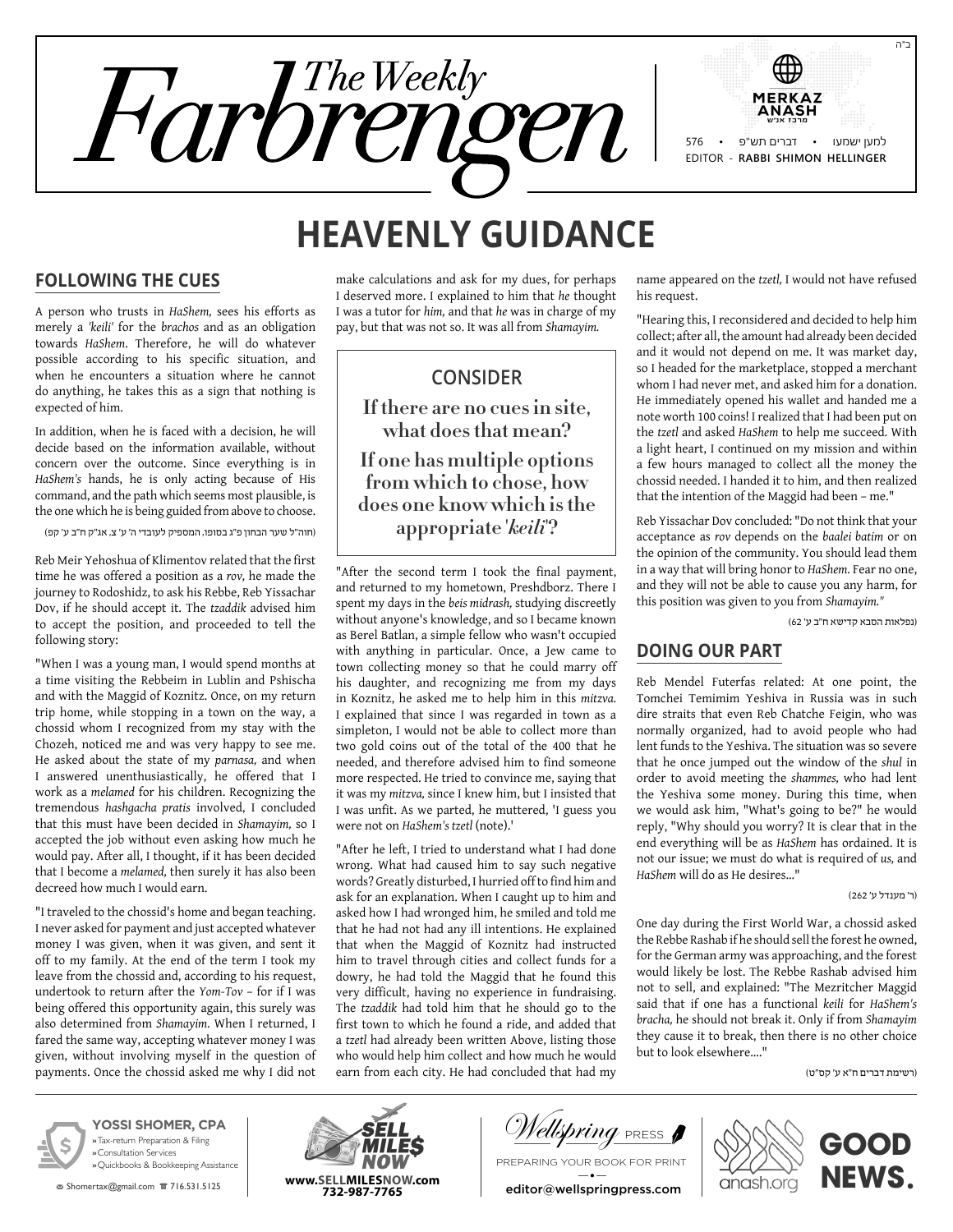ב"ה

# The Weekly Farbrengen

MERKAZ ANASH
מרכז אנ"ש

576 • דברים תש"פ • למען ישמעו

EDITOR - RABBI SHIMON HELLINGER

# HEAVENLY GUIDANCE

## FOLLOWING THE CUES

A person who trusts in *HaShem,* sees his efforts as merely a *'keili'* for the *brachos* and as an obligation towards *HaShem*. Therefore, he will do whatever possible according to his specific situation, and when he encounters a situation where he cannot do anything, he takes this as a sign that nothing is expected of him.

In addition, when he is faced with a decision, he will decide based on the information available, without concern over the outcome. Since everything is in *HaShem's* hands, he is only acting because of His command, and the path which seems most plausible, is the one which he is being guided from above to choose.

(חוה"ל שער הבחון פ"ג בסופו, המספיק לעובדי ה' ע' צ, אג"ק ח"ב ע' קפ)

Reb Meir Yehoshua of Klimentov related that the first time he was offered a position as a *rov,* he made the journey to Rodoshidz, to ask his Rebbe, Reb Yissachar Dov, if he should accept it. The *tzaddik* advised him to accept the position, and proceeded to tell the following story:

"When I was a young man, I would spend months at a time visiting the Rebbeim in Lublin and Pshischa and with the Maggid of Koznitz. Once, on my return trip home, while stopping in a town on the way, a chossid whom I recognized from my stay with the Chozeh, noticed me and was very happy to see me. He asked about the state of my *parnasa,* and when I answered unenthusiastically, he offered that I work as a *melamed* for his children. Recognizing the tremendous *hashgacha pratis* involved, I concluded that this must have been decided in *Shamayim,* so I accepted the job without even asking how much he would pay. After all, I thought, if it has been decided that I become a *melamed,* then surely it has also been decreed how much I would earn.

"I traveled to the chossid's home and began teaching. I never asked for payment and just accepted whatever money I was given, when it was given, and sent it off to my family. At the end of the term I took my leave from the chossid and, according to his request, undertook to return after the *Yom-Tov* – for if I was being offered this opportunity again, this surely was also determined from *Shamayim.* When I returned, I fared the same way, accepting whatever money I was given, without involving myself in the question of payments. Once the chossid asked me why I did not make calculations and ask for my dues, for perhaps I deserved more. I explained to him that *he* thought I was a tutor for *him,* and that *he* was in charge of my pay, but that was not so. It was all from *Shamayim.*

> **CONSIDER**
>
> **If there are no cues in site, what does that mean?**
>
> **If one has multiple options from which to chose, how does one know which is the appropriate *'keili'*?**

"After the second term I took the final payment, and returned to my hometown, Preshdborz. There I spent my days in the *beis midrash,* studying discreetly without anyone's knowledge, and so I became known as Berel Batlan, a simple fellow who wasn't occupied with anything in particular. Once, a Jew came to town collecting money so that he could marry off his daughter, and recognizing me from my days in Koznitz, he asked me to help him in this *mitzva.* I explained that since I was regarded in town as a simpleton, I would not be able to collect more than two gold coins out of the total of the 400 that he needed, and therefore advised him to find someone more respected. He tried to convince me, saying that it was my *mitzva,* since I knew him, but I insisted that I was unfit. As we parted, he muttered, 'I guess you were not on *HaShem's tzetl* (note).'

"After he left, I tried to understand what I had done wrong. What had caused him to say such negative words? Greatly disturbed, I hurried off to find him and ask for an explanation. When I caught up to him and asked how I had wronged him, he smiled and told me that he had not had any ill intentions. He explained that when the Maggid of Koznitz had instructed him to travel through cities and collect funds for a dowry, he had told the Maggid that he found this very difficult, having no experience in fundraising. The *tzaddik* had told him that he should go to the first town to which he found a ride, and added that a *tzetl* had already been written Above, listing those who would help him collect and how much he would earn from each city. He had concluded that had my name appeared on the *tzetl,* I would not have refused his request.

"Hearing this, I reconsidered and decided to help him collect; after all, the amount had already been decided and it would not depend on me. It was market day, so I headed for the marketplace, stopped a merchant whom I had never met, and asked him for a donation. He immediately opened his wallet and handed me a note worth 100 coins! I realized that I had been put on the *tzetl* and asked *HaShem* to help me succeed. With a light heart, I continued on my mission and within a few hours managed to collect all the money the chossid needed. I handed it to him, and then realized that the intention of the Maggid had been – me."

Reb Yissachar Dov concluded: "Do not think that your acceptance as *rov* depends on the *baalei batim* or on the opinion of the community. You should lead them in a way that will bring honor to *HaShem.* Fear no one, and they will not be able to cause you any harm, for this position was given to you from *Shamayim."*

(נפלאות הסבא קדישא ח"ב ע' 62)

## DOING OUR PART

Reb Mendel Futerfas related: At one point, the Tomchei Temimim Yeshiva in Russia was in such dire straits that even Reb Chatche Feigin, who was normally organized, had to avoid people who had lent funds to the Yeshiva. The situation was so severe that he once jumped out the window of the *shul* in order to avoid meeting the *shammes,* who had lent the Yeshiva some money. During this time, when we would ask him, "What's going to be?" he would reply, "Why should you worry? It is clear that in the end everything will be as *HaShem* has ordained. It is not our issue; we must do what is required of *us,* and *HaShem* will do as He desires..."

(ר' מענדל ע' 262)

One day during the First World War, a chossid asked the Rebbe Rashab if he should sell the forest he owned, for the German army was approaching, and the forest would likely be lost. The Rebbe Rashab advised him not to sell, and explained: "The Mezritcher Maggid said that if one has a functional *keili* for *HaShem's bracha,* he should not break it. Only if from *Shamayim* they cause it to break, then there is no other choice but to look elsewhere...."

(רשימת דברים ח"א ע' קס"ט)

---

**YOSSI SHOMER, CPA**
» Tax-return Preparation & Filing
» Consultation Services
» Quickbooks & Bookkeeping Assistance
Shomertax@gmail.com 716.531.5125

**SELL MILE$ NOW**
www.SELLMILESNOW.com
732-987-7765

Wellspring PRESS
PREPARING YOUR BOOK FOR PRINT
editor@wellspringpress.com

anash.org **GOOD NEWS.**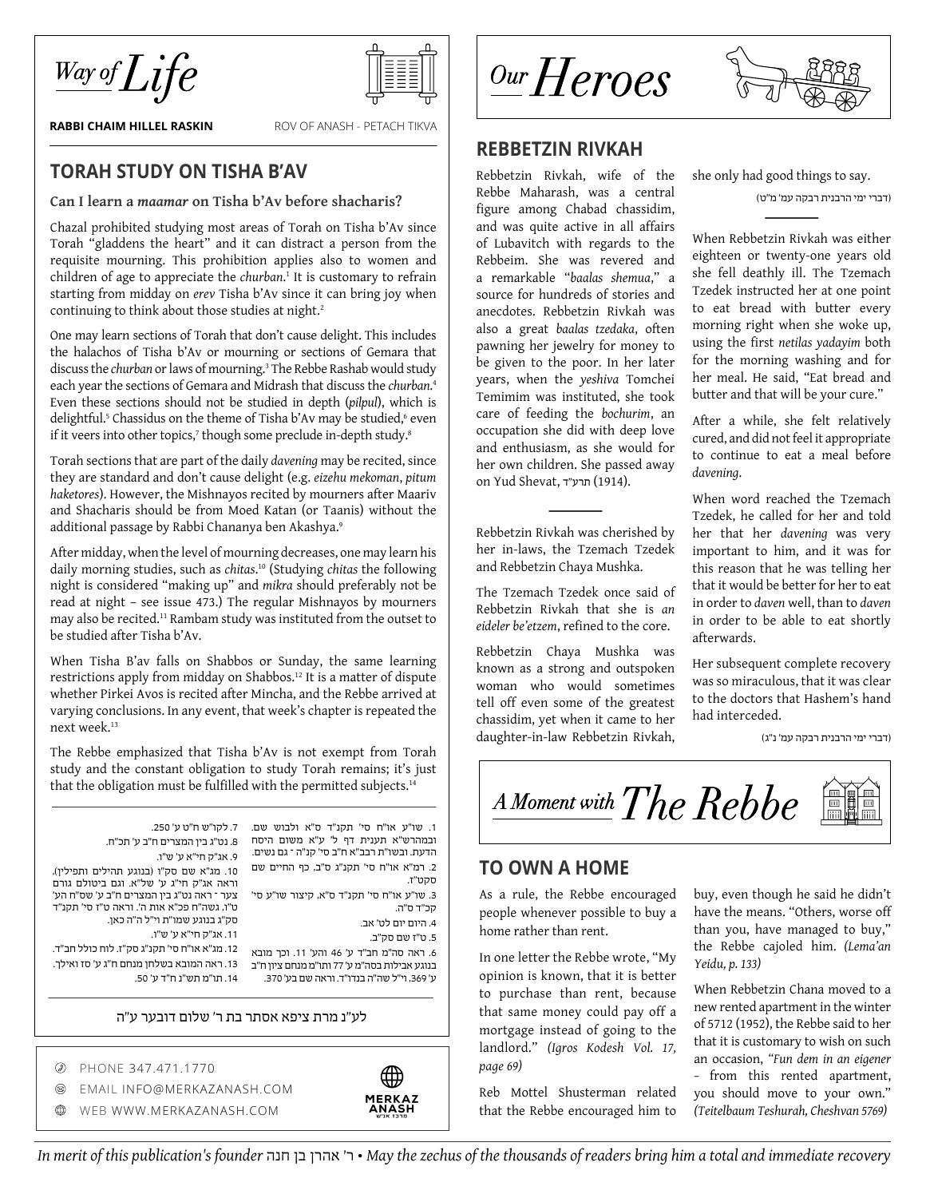## Way of Life

**RABBI CHAIM HILLEL RASKIN** ROV OF ANASH - PETACH TIKVA

## TORAH STUDY ON TISHA B'AV

**Can I learn a *maamar* on Tisha b'Av before shacharis?**

Chazal prohibited studying most areas of Torah on Tisha b'Av since Torah "gladdens the heart" and it can distract a person from the requisite mourning. This prohibition applies also to women and children of age to appreciate the *churban*.[1] It is customary to refrain starting from midday on *erev* Tisha b'Av since it can bring joy when continuing to think about those studies at night.[2]

One may learn sections of Torah that don't cause delight. This includes the halachos of Tisha b'Av or mourning or sections of Gemara that discuss the *churban* or laws of mourning.[3] The Rebbe Rashab would study each year the sections of Gemara and Midrash that discuss the *churban*.[4] Even these sections should not be studied in depth (*pilpul*), which is delightful.[5] Chassidus on the theme of Tisha b'Av may be studied,[6] even if it veers into other topics,[7] though some preclude in-depth study.[8]

Torah sections that are part of the daily *davening* may be recited, since they are standard and don't cause delight (e.g. *eizehu mekoman*, *pitum haketores*). However, the Mishnayos recited by mourners after Maariv and Shacharis should be from Moed Katan (or Taanis) without the additional passage by Rabbi Chananya ben Akashya.[9]

After midday, when the level of mourning decreases, one may learn his daily morning studies, such as *chitas*.[10] (Studying *chitas* the following night is considered "making up" and *mikra* should preferably not be read at night – see issue 473.) The regular Mishnayos by mourners may also be recited.[11] Rambam study was instituted from the outset to be studied after Tisha b'Av.

When Tisha B'av falls on Shabbos or Sunday, the same learning restrictions apply from midday on Shabbos.[12] It is a matter of dispute whether Pirkei Avos is recited after Mincha, and the Rebbe arrived at varying conclusions. In any event, that week's chapter is repeated the next week.[13]

The Rebbe emphasized that Tisha b'Av is not exempt from Torah study and the constant obligation to study Torah remains; it's just that the obligation must be fulfilled with the permitted subjects.[14]

1. שו"ע או"ח סי' תקנ"ד ס"א ולבוש שם. ובמהרש"א תענית דף ל' ע"א משום היסח הדעת. ובשו"ת רבב"א ח"ב סי' קנ"ה - גם נשים.
2. רמ"א או"ח סי' תקנ"ג ס"ב, כף החיים שם סקט"ז.
3. שו"ע או"ח סי' תקנ"ד ס"א, קיצור שו"ע סי' קכ"ד ס"ה.
4. היום יום לט' אב.
5. ט"ז שם סק"ב.
6. ראה סה"מ חב"ד ע' 46 והע' 11. וכך מובא בנוגע אבילות בסה"מ ע' 77 ותו"מ מנחם ציון ח"ב ע' 369, וי"ל שה"ה בגדו"ד. וראה שם בע' 370.
7. לקו"ש ח"ט ע' 250.
8. נט"ג בין המצרים ח"ב ע' תכ"ח.
9. אג"ק ח"א ע' ש"ו.
10. מג"א שם סק"ו (בנוגע תהילים ותפילין), וראה אג"ק חי"ג ע' של"א. וגם ביטול גורם צער - ראה נט"ג בין המצרים ח"ב ע' שס"ח הע' ט"ו, גשה"ח פכ"א אות ה'. וראה ט"ז סי' תקנ"ד סק"ג בנוגע שמו"ת וי"ל ה"ה כאן.
11. אג"ק ח"א ע' ש"ו.
12. מג"א או"ח סי' תקנ"ג סק"ז. לוח כולל חב"ד.
13. ראה המובא בשלחן מנחם ח"ג ע' סז ואילך.
14. תו"מ תשי"ג ח"ד ע' 50.

לע"נ מרת ציפא אסתר בת ר' שלום דובער ע"ה

PHONE 347.471.1770
EMAIL INFO@MERKAZANASH.COM
WEB WWW.MERKAZANASH.COM

MERKAZ ANASH

## Our Heroes

## REBBETZIN RIVKAH

Rebbetzin Rivkah, wife of the Rebbe Maharash, was a central figure among Chabad chassidim, and was quite active in all affairs of Lubavitch with regards to the Rebbeim. She was revered and a remarkable "*baalas shemua*," a source for hundreds of stories and anecdotes. Rebbetzin Rivkah was also a great *baalas tzedaka*, often pawning her jewelry for money to be given to the poor. In her later years, when the *yeshiva* Tomchei Temimim was instituted, she took care of feeding the *bochurim*, an occupation she did with deep love and enthusiasm, as she would for her own children. She passed away on Yud Shevat, תרע"ד (1914).

Rebbetzin Rivkah was cherished by her in-laws, the Tzemach Tzedek and Rebbetzin Chaya Mushka.

The Tzemach Tzedek once said of Rebbetzin Rivkah that she is *an eideler be'etzem*, refined to the core.

Rebbetzin Chaya Mushka was known as a strong and outspoken woman who would sometimes tell off even some of the greatest chassidim, yet when it came to her daughter-in-law Rebbetzin Rivkah, she only had good things to say.

(דברי ימי הרבנית רבקה עמ' מ"ט)

When Rebbetzin Rivkah was either eighteen or twenty-one years old she fell deathly ill. The Tzemach Tzedek instructed her at one point to eat bread with butter every morning right when she woke up, using the first *netilas yadayim* both for the morning washing and for her meal. He said, "Eat bread and butter and that will be your cure."

After a while, she felt relatively cured, and did not feel it appropriate to continue to eat a meal before *davening*.

When word reached the Tzemach Tzedek, he called for her and told her that her *davening* was very important to him, and it was for this reason that he was telling her that it would be better for her to eat in order to *daven* well, than to *daven* in order to be able to eat shortly afterwards.

Her subsequent complete recovery was so miraculous, that it was clear to the doctors that Hashem's hand had interceded.

(דברי ימי הרבנית רבקה עמ' נ"ג)

## A Moment with The Rebbe

## TO OWN A HOME

As a rule, the Rebbe encouraged people whenever possible to buy a home rather than rent.

In one letter the Rebbe wrote, "My opinion is known, that it is better to purchase than rent, because that same money could pay off a mortgage instead of going to the landlord." *(Igros Kodesh Vol. 17, page 69)*

Reb Mottel Shusterman related that the Rebbe encouraged him to buy, even though he said he didn't have the means. "Others, worse off than you, have managed to buy," the Rebbe cajoled him. *(Lema'an Yeidu, p. 133)*

When Rebbetzin Chana moved to a new rented apartment in the winter of 5712 (1952), the Rebbe said to her that it is customary to wish on such an occasion, *"Fun dem in an eigener* – from this rented apartment, you should move to your own." *(Teitelbaum Teshurah, Cheshvan 5769)*

*In merit of this publication's founder* ר' אהרן בן חנה *• May the zechus of the thousands of readers bring him a total and immediate recovery*